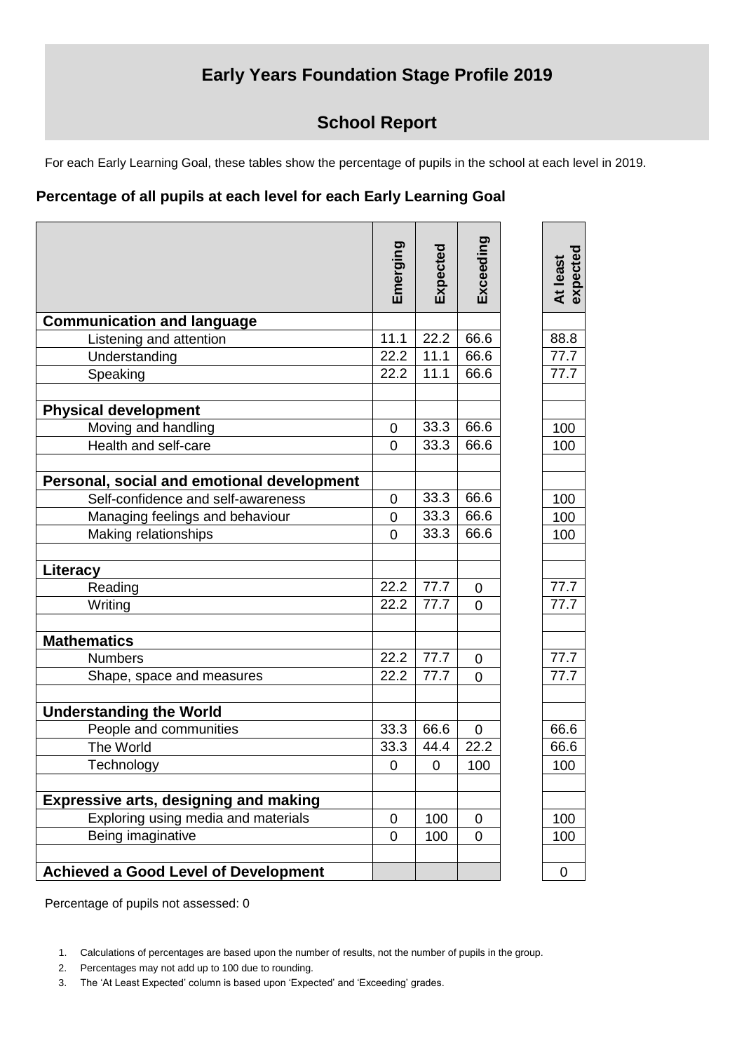# Early Years Foundation Stage Profile 2019

## School Report

For each Early Learning Goal, these tables show the percentage of pupils in the school at each level in 2019.

### Percentage of all pupils at each level for each Early Learning Goal

| | Emerging | Expected | Exceeding | At least expected |
|---|---|---|---|---|
| **Communication and language** | | | | |
| Listening and attention | 11.1 | 22.2 | 66.6 | 88.8 |
| Understanding | 22.2 | 11.1 | 66.6 | 77.7 |
| Speaking | 22.2 | 11.1 | 66.6 | 77.7 |
| | | | | |
| **Physical development** | | | | |
| Moving and handling | 0 | 33.3 | 66.6 | 100 |
| Health and self-care | 0 | 33.3 | 66.6 | 100 |
| | | | | |
| **Personal, social and emotional development** | | | | |
| Self-confidence and self-awareness | 0 | 33.3 | 66.6 | 100 |
| Managing feelings and behaviour | 0 | 33.3 | 66.6 | 100 |
| Making relationships | 0 | 33.3 | 66.6 | 100 |
| | | | | |
| **Literacy** | | | | |
| Reading | 22.2 | 77.7 | 0 | 77.7 |
| Writing | 22.2 | 77.7 | 0 | 77.7 |
| | | | | |
| **Mathematics** | | | | |
| Numbers | 22.2 | 77.7 | 0 | 77.7 |
| Shape, space and measures | 22.2 | 77.7 | 0 | 77.7 |
| | | | | |
| **Understanding the World** | | | | |
| People and communities | 33.3 | 66.6 | 0 | 66.6 |
| The World | 33.3 | 44.4 | 22.2 | 66.6 |
| Technology | 0 | 0 | 100 | 100 |
| | | | | |
| **Expressive arts, designing and making** | | | | |
| Exploring using media and materials | 0 | 100 | 0 | 100 |
| Being imaginative | 0 | 100 | 0 | 100 |
| | | | | |
| **Achieved a Good Level of Development** | | | | 0 |

Percentage of pupils not assessed: 0

1. Calculations of percentages are based upon the number of results, not the number of pupils in the group.
2. Percentages may not add up to 100 due to rounding.
3. The 'At Least Expected' column is based upon 'Expected' and 'Exceeding' grades.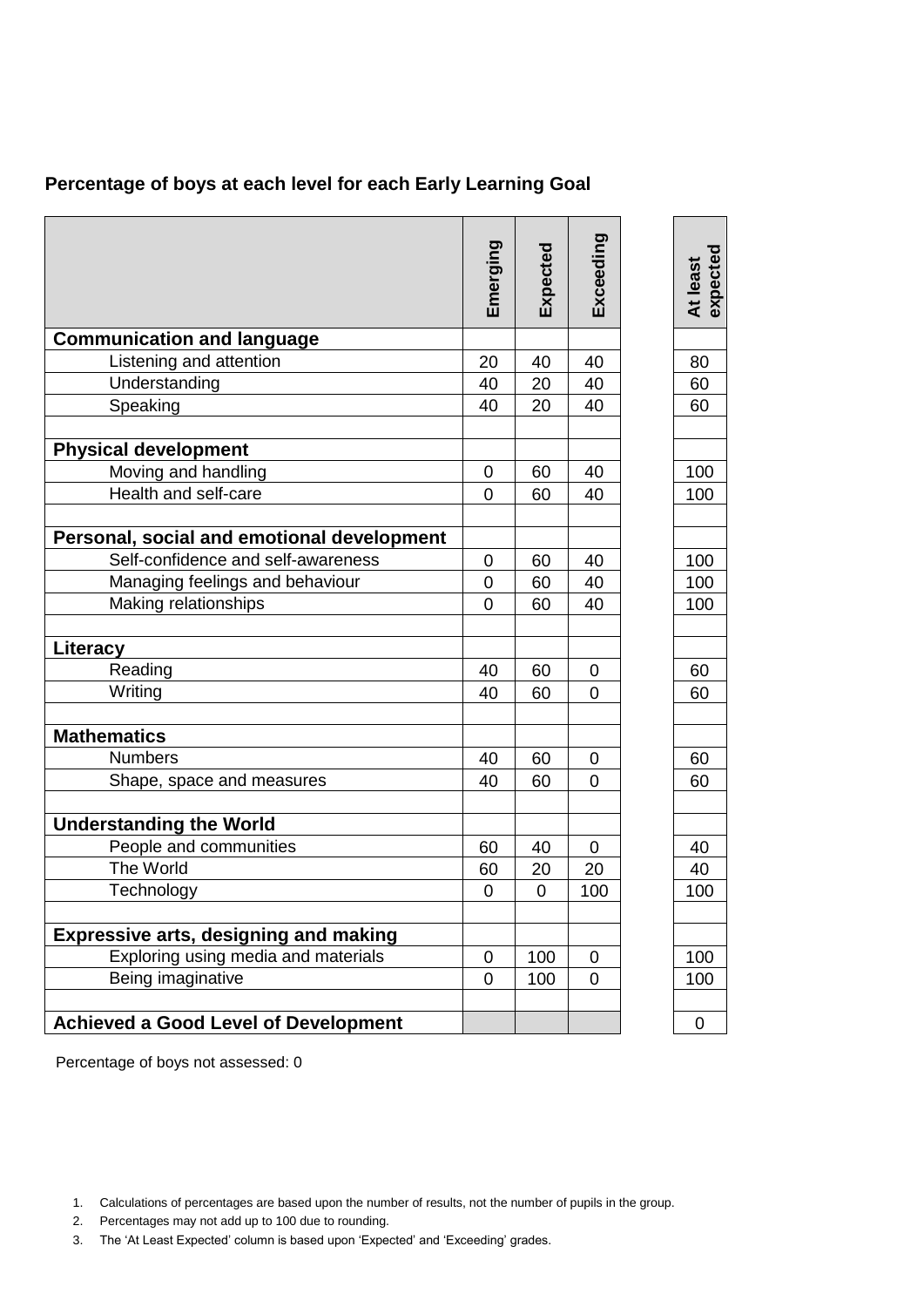**Percentage of boys at each level for each Early Learning Goal**

| | Emerging | Expected | Exceeding | At least expected |
|---|---|---|---|---|
| **Communication and language** | | | | |
| Listening and attention | 20 | 40 | 40 | 80 |
| Understanding | 40 | 20 | 40 | 60 |
| Speaking | 40 | 20 | 40 | 60 |
| | | | | |
| **Physical development** | | | | |
| Moving and handling | 0 | 60 | 40 | 100 |
| Health and self-care | 0 | 60 | 40 | 100 |
| | | | | |
| **Personal, social and emotional development** | | | | |
| Self-confidence and self-awareness | 0 | 60 | 40 | 100 |
| Managing feelings and behaviour | 0 | 60 | 40 | 100 |
| Making relationships | 0 | 60 | 40 | 100 |
| | | | | |
| **Literacy** | | | | |
| Reading | 40 | 60 | 0 | 60 |
| Writing | 40 | 60 | 0 | 60 |
| | | | | |
| **Mathematics** | | | | |
| Numbers | 40 | 60 | 0 | 60 |
| Shape, space and measures | 40 | 60 | 0 | 60 |
| | | | | |
| **Understanding the World** | | | | |
| People and communities | 60 | 40 | 0 | 40 |
| The World | 60 | 20 | 20 | 40 |
| Technology | 0 | 0 | 100 | 100 |
| | | | | |
| **Expressive arts, designing and making** | | | | |
| Exploring using media and materials | 0 | 100 | 0 | 100 |
| Being imaginative | 0 | 100 | 0 | 100 |
| | | | | |
| **Achieved a Good Level of Development** | | | | 0 |

Percentage of boys not assessed: 0

1. Calculations of percentages are based upon the number of results, not the number of pupils in the group.
2. Percentages may not add up to 100 due to rounding.
3. The 'At Least Expected' column is based upon 'Expected' and 'Exceeding' grades.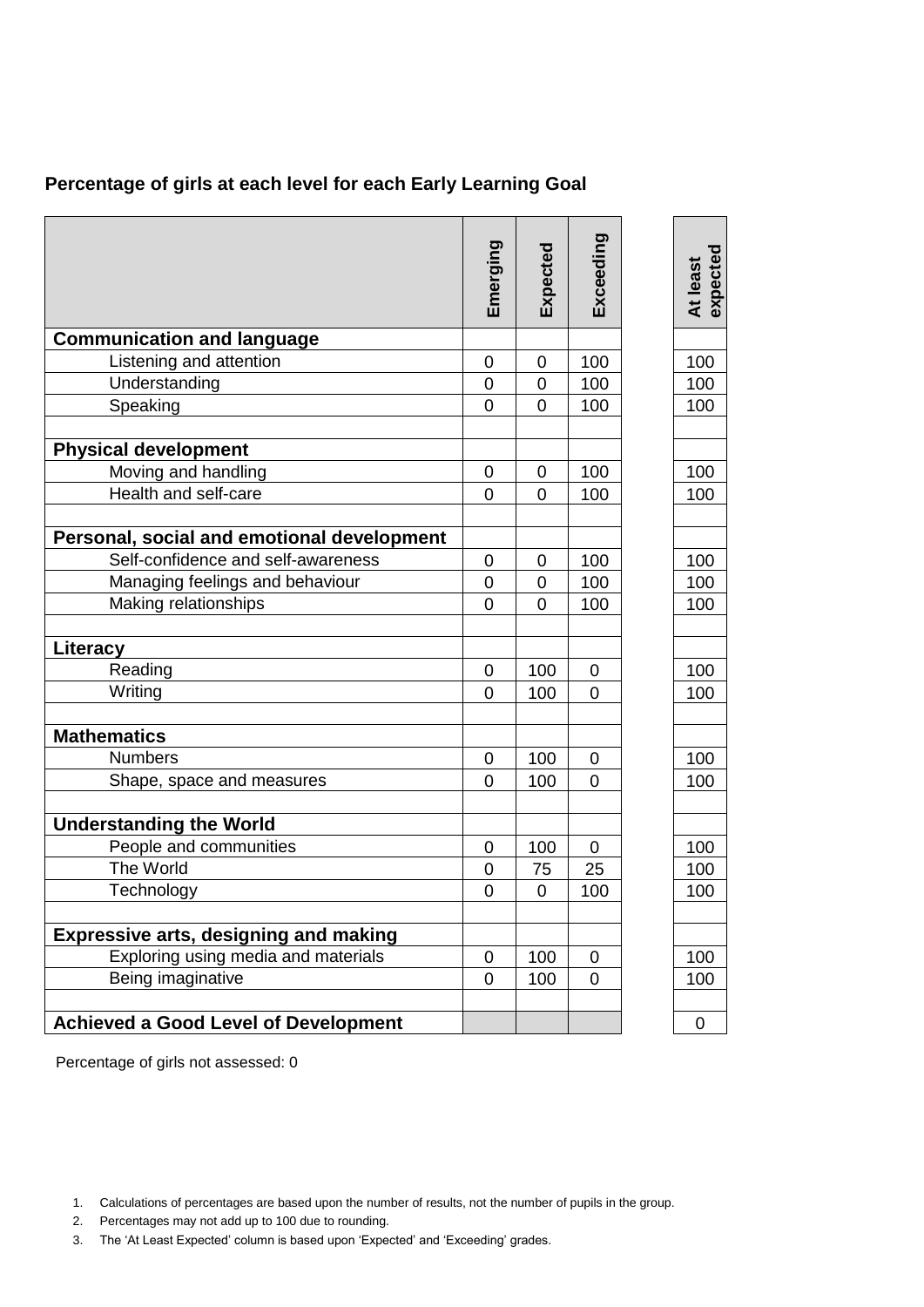## Percentage of girls at each level for each Early Learning Goal

| | Emerging | Expected | Exceeding | At least expected |
|---|---|---|---|---|
| **Communication and language** | | | | |
| Listening and attention | 0 | 0 | 100 | 100 |
| Understanding | 0 | 0 | 100 | 100 |
| Speaking | 0 | 0 | 100 | 100 |
| | | | | |
| **Physical development** | | | | |
| Moving and handling | 0 | 0 | 100 | 100 |
| Health and self-care | 0 | 0 | 100 | 100 |
| | | | | |
| **Personal, social and emotional development** | | | | |
| Self-confidence and self-awareness | 0 | 0 | 100 | 100 |
| Managing feelings and behaviour | 0 | 0 | 100 | 100 |
| Making relationships | 0 | 0 | 100 | 100 |
| | | | | |
| **Literacy** | | | | |
| Reading | 0 | 100 | 0 | 100 |
| Writing | 0 | 100 | 0 | 100 |
| | | | | |
| **Mathematics** | | | | |
| Numbers | 0 | 100 | 0 | 100 |
| Shape, space and measures | 0 | 100 | 0 | 100 |
| | | | | |
| **Understanding the World** | | | | |
| People and communities | 0 | 100 | 0 | 100 |
| The World | 0 | 75 | 25 | 100 |
| Technology | 0 | 0 | 100 | 100 |
| | | | | |
| **Expressive arts, designing and making** | | | | |
| Exploring using media and materials | 0 | 100 | 0 | 100 |
| Being imaginative | 0 | 100 | 0 | 100 |
| | | | | |
| **Achieved a Good Level of Development** | | | | 0 |

Percentage of girls not assessed: 0

1. Calculations of percentages are based upon the number of results, not the number of pupils in the group.
2. Percentages may not add up to 100 due to rounding.
3. The 'At Least Expected' column is based upon 'Expected' and 'Exceeding' grades.